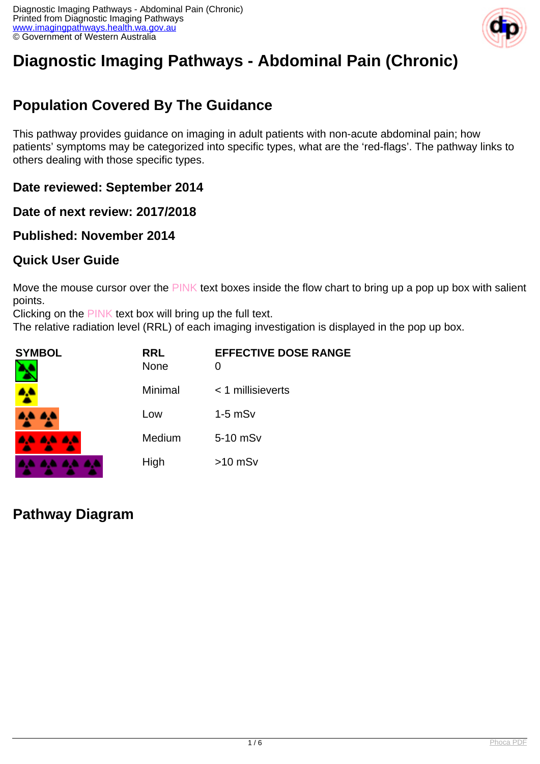# Diagnostic Imaging Pathways - Abdominal Pain (Chronic)

## Population Covered By The Guidance

This pathway provides guidance on imaging in adult patients with non-acute abdominal pain; how patients' symptoms may be categorized into specific types, what are the 'red-flags'. The pathway links to others dealing with those specific types.

### Date reviewed: September 2014

### Date of next review: 2017/2018

### Published: November 2014

### Quick User Guide

Move the mouse cursor over the PINK text boxes inside the flow chart to bring up a pop up box with salient points.
Clicking on the PINK text box will bring up the full text.
The relative radiation level (RRL) of each imaging investigation is displayed in the pop up box.

| SYMBOL | RRL | EFFECTIVE DOSE RANGE |
| --- | --- | --- |
| | None | 0 |
| | Minimal | < 1 millisieverts |
| | Low | 1-5 mSv |
| | Medium | 5-10 mSv |
| | High | >10 mSv |

## Pathway Diagram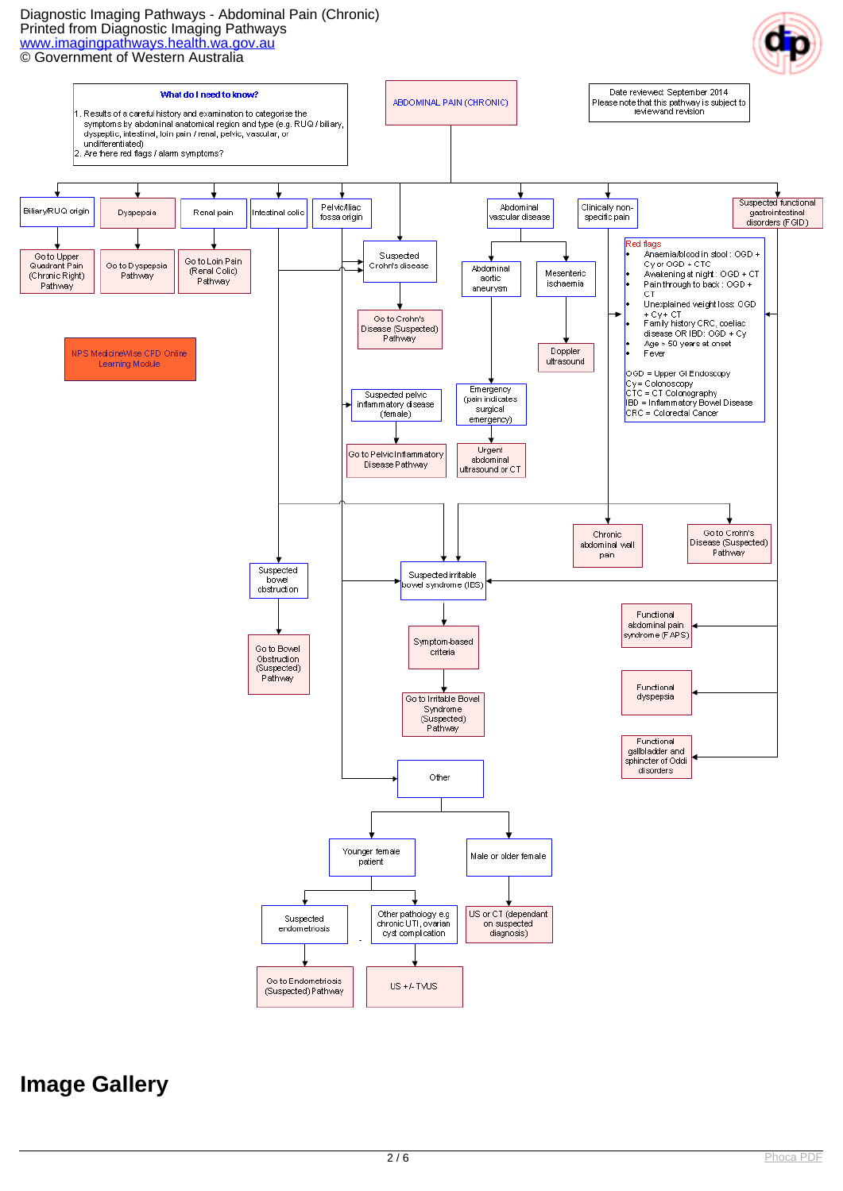Diagnostic Imaging Pathways - Abdominal Pain (Chronic)
Printed from Diagnostic Imaging Pathways
www.imagingpathways.health.wa.gov.au
© Government of Western Australia

**What do I need to know?**

1. Results of a careful history and examination to categorise the symptoms by abdominal anatomical region and type (e.g. RUQ / biliary, dyspeptic, intestinal, loin pain / renal, pelvic, vascular, or undifferentiated)
2. Are there red flags / alarm symptoms?

ABDOMINAL PAIN (CHRONIC)

Date reviewed: September 2014
Please note that this pathway is subject to review and revision

- Biliary/RUQ origin → Go to Upper Quadrant Pain (Chronic Right) Pathway
- Dyspepsia → Go to Dyspepsia Pathway
- Renal pain → Go to Loin Pain (Renal Colic) Pathway
- Intestinal colic → Suspected bowel obstruction → Go to Bowel Obstruction (Suspected) Pathway
- Pelvic/Iliac fossa origin
- Suspected Crohn's disease → Go to Crohn's Disease (Suspected) Pathway
- Suspected pelvic inflammatory disease (female) → Go to Pelvic Inflammatory Disease Pathway
- Abdominal vascular disease
  - Abdominal aortic aneurysm → Emergency (pain indicates surgical emergency) → Urgent abdominal ultrasound or CT
  - Mesenteric ischaemia → Doppler ultrasound
- Clinically non-specific pain → Chronic abdominal wall pain
- Suspected functional gastrointestinal disorders (FGID)
  - Functional abdominal pain syndrome (FAPS)
  - Functional dyspepsia
  - Functional gallbladder and sphincter of Oddi disorders

NPS MedicineWise CPD Online Learning Module

**Red flags**

- Anaemia/blood in stool : OGD + Cy or OGD + CTC
- Awakening at night : OGD + CT
- Pain through to back : OGD + CT
- Unexplained weight loss: OGD + Cy + CT
- Family history CRC, coeliac disease OR IBD: OGD + Cy
- Age > 50 years at onset
- Fever

OGD = Upper GI Endoscopy
Cy = Colonoscopy
CTC = CT Colonography
IBD = Inflammatory Bowel Disease
CRC = Colorectal Cancer

Go to Crohn's Disease (Suspected) Pathway

Suspected irritable bowel syndrome (IBS) → Symptom-based criteria → Go to Irritable Bowel Syndrome (Suspected) Pathway

Other
- Younger female patient
  - Suspected endometriosis → Go to Endometriosis (Suspected) Pathway
  - Other pathology e.g chronic UTI, ovarian cyst complication → US +/- TVUS
- Male or older female → US or CT (dependant on suspected diagnosis)

# Image Gallery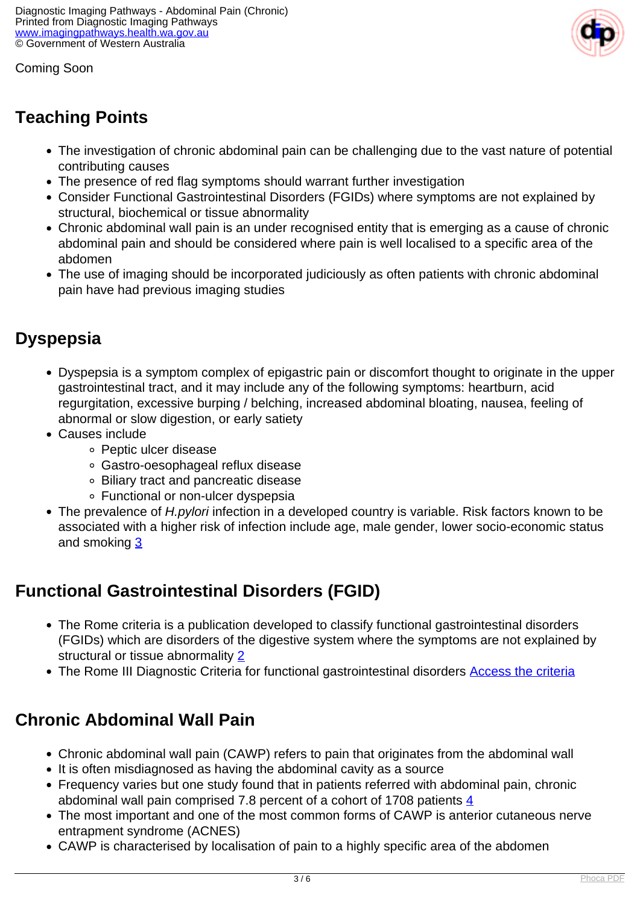Coming Soon

## Teaching Points

- The investigation of chronic abdominal pain can be challenging due to the vast nature of potential contributing causes
- The presence of red flag symptoms should warrant further investigation
- Consider Functional Gastrointestinal Disorders (FGIDs) where symptoms are not explained by structural, biochemical or tissue abnormality
- Chronic abdominal wall pain is an under recognised entity that is emerging as a cause of chronic abdominal pain and should be considered where pain is well localised to a specific area of the abdomen
- The use of imaging should be incorporated judiciously as often patients with chronic abdominal pain have had previous imaging studies

## Dyspepsia

- Dyspepsia is a symptom complex of epigastric pain or discomfort thought to originate in the upper gastrointestinal tract, and it may include any of the following symptoms: heartburn, acid regurgitation, excessive burping / belching, increased abdominal bloating, nausea, feeling of abnormal or slow digestion, or early satiety
- Causes include
  - Peptic ulcer disease
  - Gastro-oesophageal reflux disease
  - Biliary tract and pancreatic disease
  - Functional or non-ulcer dyspepsia
- The prevalence of *H.pylori* infection in a developed country is variable. Risk factors known to be associated with a higher risk of infection include age, male gender, lower socio-economic status and smoking 3

## Functional Gastrointestinal Disorders (FGID)

- The Rome criteria is a publication developed to classify functional gastrointestinal disorders (FGIDs) which are disorders of the digestive system where the symptoms are not explained by structural or tissue abnormality 2
- The Rome III Diagnostic Criteria for functional gastrointestinal disorders Access the criteria

## Chronic Abdominal Wall Pain

- Chronic abdominal wall pain (CAWP) refers to pain that originates from the abdominal wall
- It is often misdiagnosed as having the abdominal cavity as a source
- Frequency varies but one study found that in patients referred with abdominal pain, chronic abdominal wall pain comprised 7.8 percent of a cohort of 1708 patients 4
- The most important and one of the most common forms of CAWP is anterior cutaneous nerve entrapment syndrome (ACNES)
- CAWP is characterised by localisation of pain to a highly specific area of the abdomen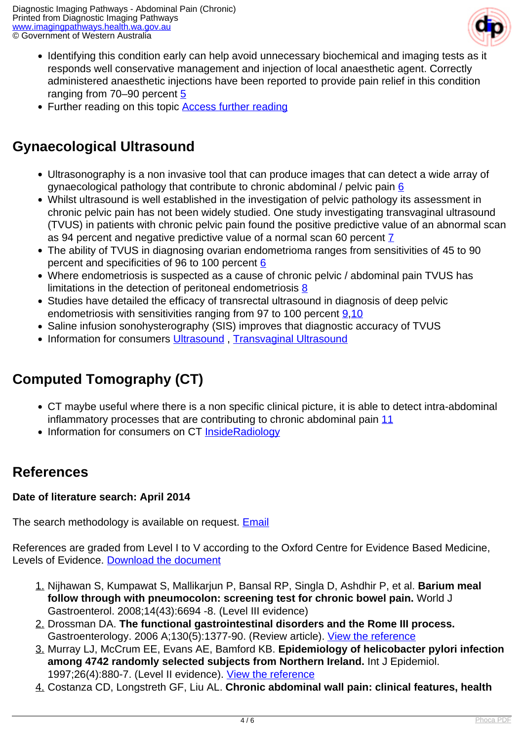- Identifying this condition early can help avoid unnecessary biochemical and imaging tests as it responds well conservative management and injection of local anaesthetic agent. Correctly administered anaesthetic injections have been reported to provide pain relief in this condition ranging from 70–90 percent 5
- Further reading on this topic Access further reading

## Gynaecological Ultrasound

- Ultrasonography is a non invasive tool that can produce images that can detect a wide array of gynaecological pathology that contribute to chronic abdominal / pelvic pain 6
- Whilst ultrasound is well established in the investigation of pelvic pathology its assessment in chronic pelvic pain has not been widely studied. One study investigating transvaginal ultrasound (TVUS) in patients with chronic pelvic pain found the positive predictive value of an abnormal scan as 94 percent and negative predictive value of a normal scan 60 percent 7
- The ability of TVUS in diagnosing ovarian endometrioma ranges from sensitivities of 45 to 90 percent and specificities of 96 to 100 percent 6
- Where endometriosis is suspected as a cause of chronic pelvic / abdominal pain TVUS has limitations in the detection of peritoneal endometriosis 8
- Studies have detailed the efficacy of transrectal ultrasound in diagnosis of deep pelvic endometriosis with sensitivities ranging from 97 to 100 percent 9,10
- Saline infusion sonohysterography (SIS) improves that diagnostic accuracy of TVUS
- Information for consumers Ultrasound , Transvaginal Ultrasound

## Computed Tomography (CT)

- CT maybe useful where there is a non specific clinical picture, it is able to detect intra-abdominal inflammatory processes that are contributing to chronic abdominal pain 11
- Information for consumers on CT InsideRadiology

## References

**Date of literature search: April 2014**

The search methodology is available on request. Email

References are graded from Level I to V according to the Oxford Centre for Evidence Based Medicine, Levels of Evidence. Download the document

1. Nijhawan S, Kumpawat S, Mallikarjun P, Bansal RP, Singla D, Ashdhir P, et al. **Barium meal follow through with pneumocolon: screening test for chronic bowel pain.** World J Gastroenterol. 2008;14(43):6694 -8. (Level III evidence)
2. Drossman DA. **The functional gastrointestinal disorders and the Rome III process.** Gastroenterology. 2006 A;130(5):1377-90. (Review article). View the reference
3. Murray LJ, McCrum EE, Evans AE, Bamford KB. **Epidemiology of helicobacter pylori infection among 4742 randomly selected subjects from Northern Ireland.** Int J Epidemiol. 1997;26(4):880-7. (Level II evidence). View the reference
4. Costanza CD, Longstreth GF, Liu AL. **Chronic abdominal wall pain: clinical features, health**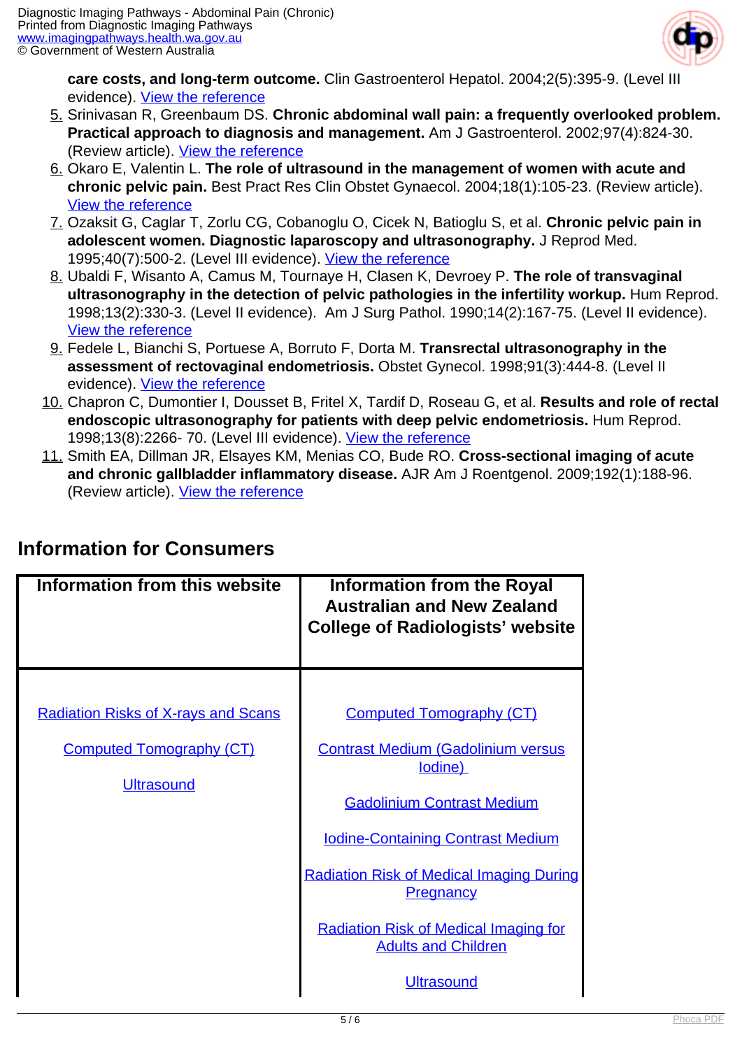**care costs, and long-term outcome.** Clin Gastroenterol Hepatol. 2004;2(5):395-9. (Level III evidence). View the reference

5. Srinivasan R, Greenbaum DS. **Chronic abdominal wall pain: a frequently overlooked problem. Practical approach to diagnosis and management.** Am J Gastroenterol. 2002;97(4):824-30. (Review article). View the reference
6. Okaro E, Valentin L. **The role of ultrasound in the management of women with acute and chronic pelvic pain.** Best Pract Res Clin Obstet Gynaecol. 2004;18(1):105-23. (Review article). View the reference
7. Ozaksit G, Caglar T, Zorlu CG, Cobanoglu O, Cicek N, Batioglu S, et al. **Chronic pelvic pain in adolescent women. Diagnostic laparoscopy and ultrasonography.** J Reprod Med. 1995;40(7):500-2. (Level III evidence). View the reference
8. Ubaldi F, Wisanto A, Camus M, Tournaye H, Clasen K, Devroey P. **The role of transvaginal ultrasonography in the detection of pelvic pathologies in the infertility workup.** Hum Reprod. 1998;13(2):330-3. (Level II evidence). Am J Surg Pathol. 1990;14(2):167-75. (Level II evidence). View the reference
9. Fedele L, Bianchi S, Portuese A, Borruto F, Dorta M. **Transrectal ultrasonography in the assessment of rectovaginal endometriosis.** Obstet Gynecol. 1998;91(3):444-8. (Level II evidence). View the reference
10. Chapron C, Dumontier I, Dousset B, Fritel X, Tardif D, Roseau G, et al. **Results and role of rectal endoscopic ultrasonography for patients with deep pelvic endometriosis.** Hum Reprod. 1998;13(8):2266- 70. (Level III evidence). View the reference
11. Smith EA, Dillman JR, Elsayes KM, Menias CO, Bude RO. **Cross-sectional imaging of acute and chronic gallbladder inflammatory disease.** AJR Am J Roentgenol. 2009;192(1):188-96. (Review article). View the reference

## Information for Consumers

| Information from this website | Information from the Royal Australian and New Zealand College of Radiologists' website |
|---|---|
| Radiation Risks of X-rays and Scans<br><br>Computed Tomography (CT)<br><br>Ultrasound | Computed Tomography (CT)<br><br>Contrast Medium (Gadolinium versus Iodine)<br><br>Gadolinium Contrast Medium<br><br>Iodine-Containing Contrast Medium<br><br>Radiation Risk of Medical Imaging During Pregnancy<br><br>Radiation Risk of Medical Imaging for Adults and Children<br><br>Ultrasound |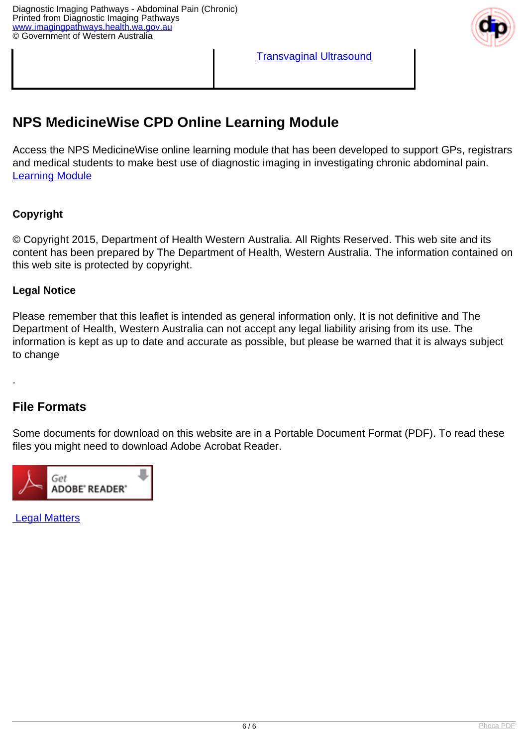| | |
|---|---|
| | Transvaginal Ultrasound |

## NPS MedicineWise CPD Online Learning Module

Access the NPS MedicineWise online learning module that has been developed to support GPs, registrars and medical students to make best use of diagnostic imaging in investigating chronic abdominal pain. Learning Module

**Copyright**

© Copyright 2015, Department of Health Western Australia. All Rights Reserved. This web site and its content has been prepared by The Department of Health, Western Australia. The information contained on this web site is protected by copyright.

**Legal Notice**

Please remember that this leaflet is intended as general information only. It is not definitive and The Department of Health, Western Australia can not accept any legal liability arising from its use. The information is kept as up to date and accurate as possible, but please be warned that it is always subject to change

.

## File Formats

Some documents for download on this website are in a Portable Document Format (PDF). To read these files you might need to download Adobe Acrobat Reader.

Get ADOBE® READER®

Legal Matters